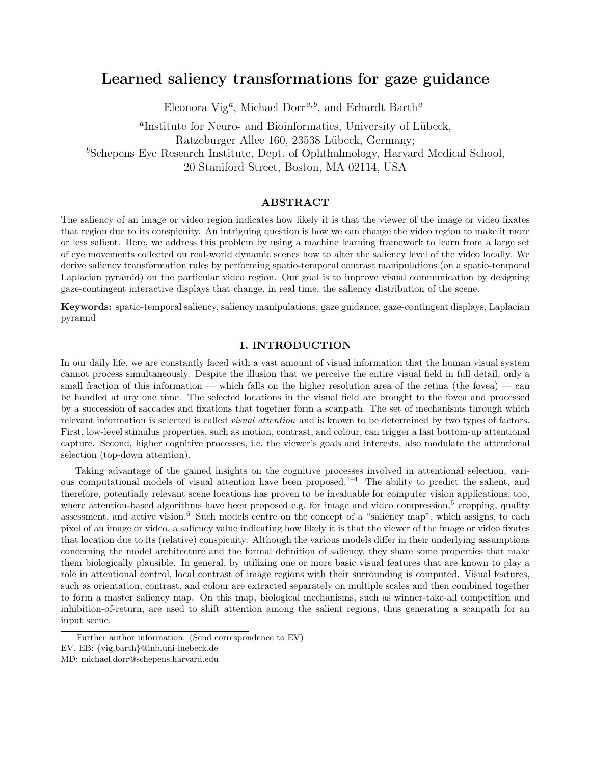# Learned saliency transformations for gaze guidance

Eleonora Vig[a], Michael Dorr[a,b], and Erhardt Barth[a]

[a]Institute for Neuro- and Bioinformatics, University of Lübeck, Ratzeburger Allee 160, 23538 Lübeck, Germany;

[b]Schepens Eye Research Institute, Dept. of Ophthalmology, Harvard Medical School, 20 Staniford Street, Boston, MA 02114, USA

## ABSTRACT

The saliency of an image or video region indicates how likely it is that the viewer of the image or video fixates that region due to its conspicuity. An intriguing question is how we can change the video region to make it more or less salient. Here, we address this problem by using a machine learning framework to learn from a large set of eye movements collected on real-world dynamic scenes how to alter the saliency level of the video locally. We derive saliency transformation rules by performing spatio-temporal contrast manipulations (on a spatio-temporal Laplacian pyramid) on the particular video region. Our goal is to improve visual communication by designing gaze-contingent interactive displays that change, in real time, the saliency distribution of the scene.

**Keywords:** spatio-temporal saliency, saliency manipulations, gaze guidance, gaze-contingent displays, Laplacian pyramid

## 1. INTRODUCTION

In our daily life, we are constantly faced with a vast amount of visual information that the human visual system cannot process simultaneously. Despite the illusion that we perceive the entire visual field in full detail, only a small fraction of this information — which falls on the higher resolution area of the retina (the fovea) — can be handled at any one time. The selected locations in the visual field are brought to the fovea and processed by a succession of saccades and fixations that together form a scanpath. The set of mechanisms through which relevant information is selected is called *visual attention* and is known to be determined by two types of factors. First, low-level stimulus properties, such as motion, contrast, and colour, can trigger a fast bottom-up attentional capture. Second, higher cognitive processes, i.e. the viewer's goals and interests, also modulate the attentional selection (top-down attention).

Taking advantage of the gained insights on the cognitive processes involved in attentional selection, various computational models of visual attention have been proposed.[1–4] The ability to predict the salient, and therefore, potentially relevant scene locations has proven to be invaluable for computer vision applications, too, where attention-based algorithms have been proposed e.g. for image and video compression,[5] cropping, quality assessment, and active vision.[6] Such models centre on the concept of a "saliency map", which assigns, to each pixel of an image or video, a saliency value indicating how likely it is that the viewer of the image or video fixates that location due to its (relative) conspicuity. Although the various models differ in their underlying assumptions concerning the model architecture and the formal definition of saliency, they share some properties that make them biologically plausible. In general, by utilizing one or more basic visual features that are known to play a role in attentional control, local contrast of image regions with their surrounding is computed. Visual features, such as orientation, contrast, and colour are extracted separately on multiple scales and then combined together to form a master saliency map. On this map, biological mechanisms, such as winner-take-all competition and inhibition-of-return, are used to shift attention among the salient regions, thus generating a scanpath for an input scene.

Further author information: (Send correspondence to EV)
EV, EB: {vig,barth}@inb.uni-luebeck.de
MD: michael.dorr@schepens.harvard.edu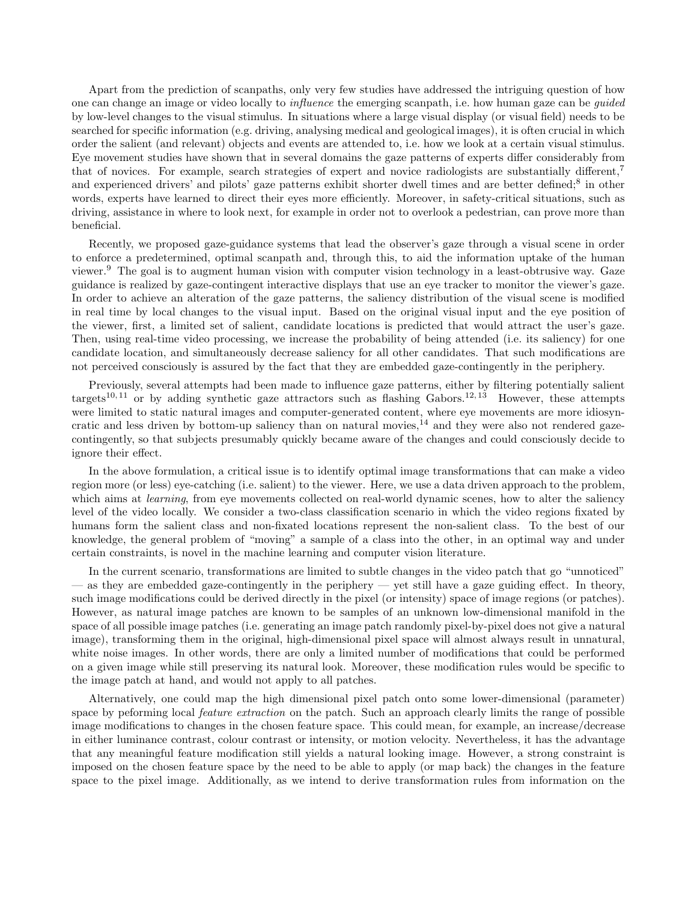Apart from the prediction of scanpaths, only very few studies have addressed the intriguing question of how one can change an image or video locally to *influence* the emerging scanpath, i.e. how human gaze can be *guided* by low-level changes to the visual stimulus. In situations where a large visual display (or visual field) needs to be searched for specific information (e.g. driving, analysing medical and geological images), it is often crucial in which order the salient (and relevant) objects and events are attended to, i.e. how we look at a certain visual stimulus. Eye movement studies have shown that in several domains the gaze patterns of experts differ considerably from that of novices. For example, search strategies of expert and novice radiologists are substantially different,[7] and experienced drivers' and pilots' gaze patterns exhibit shorter dwell times and are better defined;[8] in other words, experts have learned to direct their eyes more efficiently. Moreover, in safety-critical situations, such as driving, assistance in where to look next, for example in order not to overlook a pedestrian, can prove more than beneficial.

Recently, we proposed gaze-guidance systems that lead the observer's gaze through a visual scene in order to enforce a predetermined, optimal scanpath and, through this, to aid the information uptake of the human viewer.[9] The goal is to augment human vision with computer vision technology in a least-obtrusive way. Gaze guidance is realized by gaze-contingent interactive displays that use an eye tracker to monitor the viewer's gaze. In order to achieve an alteration of the gaze patterns, the saliency distribution of the visual scene is modified in real time by local changes to the visual input. Based on the original visual input and the eye position of the viewer, first, a limited set of salient, candidate locations is predicted that would attract the user's gaze. Then, using real-time video processing, we increase the probability of being attended (i.e. its saliency) for one candidate location, and simultaneously decrease saliency for all other candidates. That such modifications are not perceived consciously is assured by the fact that they are embedded gaze-contingently in the periphery.

Previously, several attempts had been made to influence gaze patterns, either by filtering potentially salient targets[10,11] or by adding synthetic gaze attractors such as flashing Gabors.[12,13] However, these attempts were limited to static natural images and computer-generated content, where eye movements are more idiosyncratic and less driven by bottom-up saliency than on natural movies,[14] and they were also not rendered gaze-contingently, so that subjects presumably quickly became aware of the changes and could consciously decide to ignore their effect.

In the above formulation, a critical issue is to identify optimal image transformations that can make a video region more (or less) eye-catching (i.e. salient) to the viewer. Here, we use a data driven approach to the problem, which aims at *learning*, from eye movements collected on real-world dynamic scenes, how to alter the saliency level of the video locally. We consider a two-class classification scenario in which the video regions fixated by humans form the salient class and non-fixated locations represent the non-salient class. To the best of our knowledge, the general problem of "moving" a sample of a class into the other, in an optimal way and under certain constraints, is novel in the machine learning and computer vision literature.

In the current scenario, transformations are limited to subtle changes in the video patch that go "unnoticed" — as they are embedded gaze-contingently in the periphery — yet still have a gaze guiding effect. In theory, such image modifications could be derived directly in the pixel (or intensity) space of image regions (or patches). However, as natural image patches are known to be samples of an unknown low-dimensional manifold in the space of all possible image patches (i.e. generating an image patch randomly pixel-by-pixel does not give a natural image), transforming them in the original, high-dimensional pixel space will almost always result in unnatural, white noise images. In other words, there are only a limited number of modifications that could be performed on a given image while still preserving its natural look. Moreover, these modification rules would be specific to the image patch at hand, and would not apply to all patches.

Alternatively, one could map the high dimensional pixel patch onto some lower-dimensional (parameter) space by peforming local *feature extraction* on the patch. Such an approach clearly limits the range of possible image modifications to changes in the chosen feature space. This could mean, for example, an increase/decrease in either luminance contrast, colour contrast or intensity, or motion velocity. Nevertheless, it has the advantage that any meaningful feature modification still yields a natural looking image. However, a strong constraint is imposed on the chosen feature space by the need to be able to apply (or map back) the changes in the feature space to the pixel image. Additionally, as we intend to derive transformation rules from information on the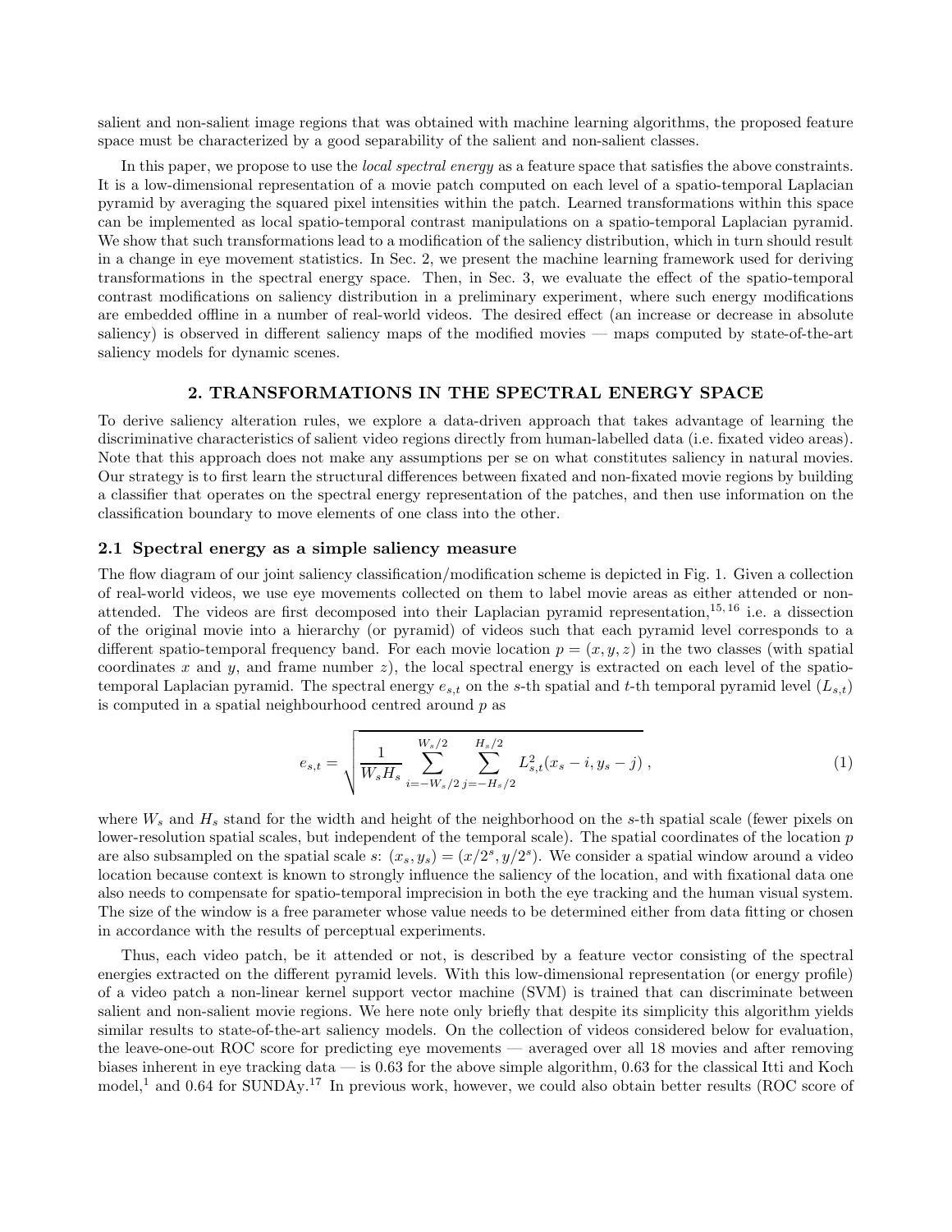salient and non-salient image regions that was obtained with machine learning algorithms, the proposed feature space must be characterized by a good separability of the salient and non-salient classes.

In this paper, we propose to use the *local spectral energy* as a feature space that satisfies the above constraints. It is a low-dimensional representation of a movie patch computed on each level of a spatio-temporal Laplacian pyramid by averaging the squared pixel intensities within the patch. Learned transformations within this space can be implemented as local spatio-temporal contrast manipulations on a spatio-temporal Laplacian pyramid. We show that such transformations lead to a modification of the saliency distribution, which in turn should result in a change in eye movement statistics. In Sec. 2, we present the machine learning framework used for deriving transformations in the spectral energy space. Then, in Sec. 3, we evaluate the effect of the spatio-temporal contrast modifications on saliency distribution in a preliminary experiment, where such energy modifications are embedded offline in a number of real-world videos. The desired effect (an increase or decrease in absolute saliency) is observed in different saliency maps of the modified movies — maps computed by state-of-the-art saliency models for dynamic scenes.

## 2. TRANSFORMATIONS IN THE SPECTRAL ENERGY SPACE

To derive saliency alteration rules, we explore a data-driven approach that takes advantage of learning the discriminative characteristics of salient video regions directly from human-labelled data (i.e. fixated video areas). Note that this approach does not make any assumptions per se on what constitutes saliency in natural movies. Our strategy is to first learn the structural differences between fixated and non-fixated movie regions by building a classifier that operates on the spectral energy representation of the patches, and then use information on the classification boundary to move elements of one class into the other.

### 2.1 Spectral energy as a simple saliency measure

The flow diagram of our joint saliency classification/modification scheme is depicted in Fig. 1. Given a collection of real-world videos, we use eye movements collected on them to label movie areas as either attended or non-attended. The videos are first decomposed into their Laplacian pyramid representation,[15, 16] i.e. a dissection of the original movie into a hierarchy (or pyramid) of videos such that each pyramid level corresponds to a different spatio-temporal frequency band. For each movie location $p = (x, y, z)$ in the two classes (with spatial coordinates $x$ and $y$, and frame number $z$), the local spectral energy is extracted on each level of the spatio-temporal Laplacian pyramid. The spectral energy $e_{s,t}$ on the $s$-th spatial and $t$-th temporal pyramid level ($L_{s,t}$) is computed in a spatial neighbourhood centred around $p$ as

$$e_{s,t} = \sqrt{\frac{1}{W_s H_s} \sum_{i=-W_s/2}^{W_s/2} \sum_{j=-H_s/2}^{H_s/2} L_{s,t}^2(x_s - i, y_s - j)}\,, \tag{1}$$

where $W_s$ and $H_s$ stand for the width and height of the neighborhood on the $s$-th spatial scale (fewer pixels on lower-resolution spatial scales, but independent of the temporal scale). The spatial coordinates of the location $p$ are also subsampled on the spatial scale $s$: $(x_s, y_s) = (x/2^s, y/2^s)$. We consider a spatial window around a video location because context is known to strongly influence the saliency of the location, and with fixational data one also needs to compensate for spatio-temporal imprecision in both the eye tracking and the human visual system. The size of the window is a free parameter whose value needs to be determined either from data fitting or chosen in accordance with the results of perceptual experiments.

Thus, each video patch, be it attended or not, is described by a feature vector consisting of the spectral energies extracted on the different pyramid levels. With this low-dimensional representation (or energy profile) of a video patch a non-linear kernel support vector machine (SVM) is trained that can discriminate between salient and non-salient movie regions. We here note only briefly that despite its simplicity this algorithm yields similar results to state-of-the-art saliency models. On the collection of videos considered below for evaluation, the leave-one-out ROC score for predicting eye movements — averaged over all 18 movies and after removing biases inherent in eye tracking data — is 0.63 for the above simple algorithm, 0.63 for the classical Itti and Koch model,[1] and 0.64 for SUNDAy.[17] In previous work, however, we could also obtain better results (ROC score of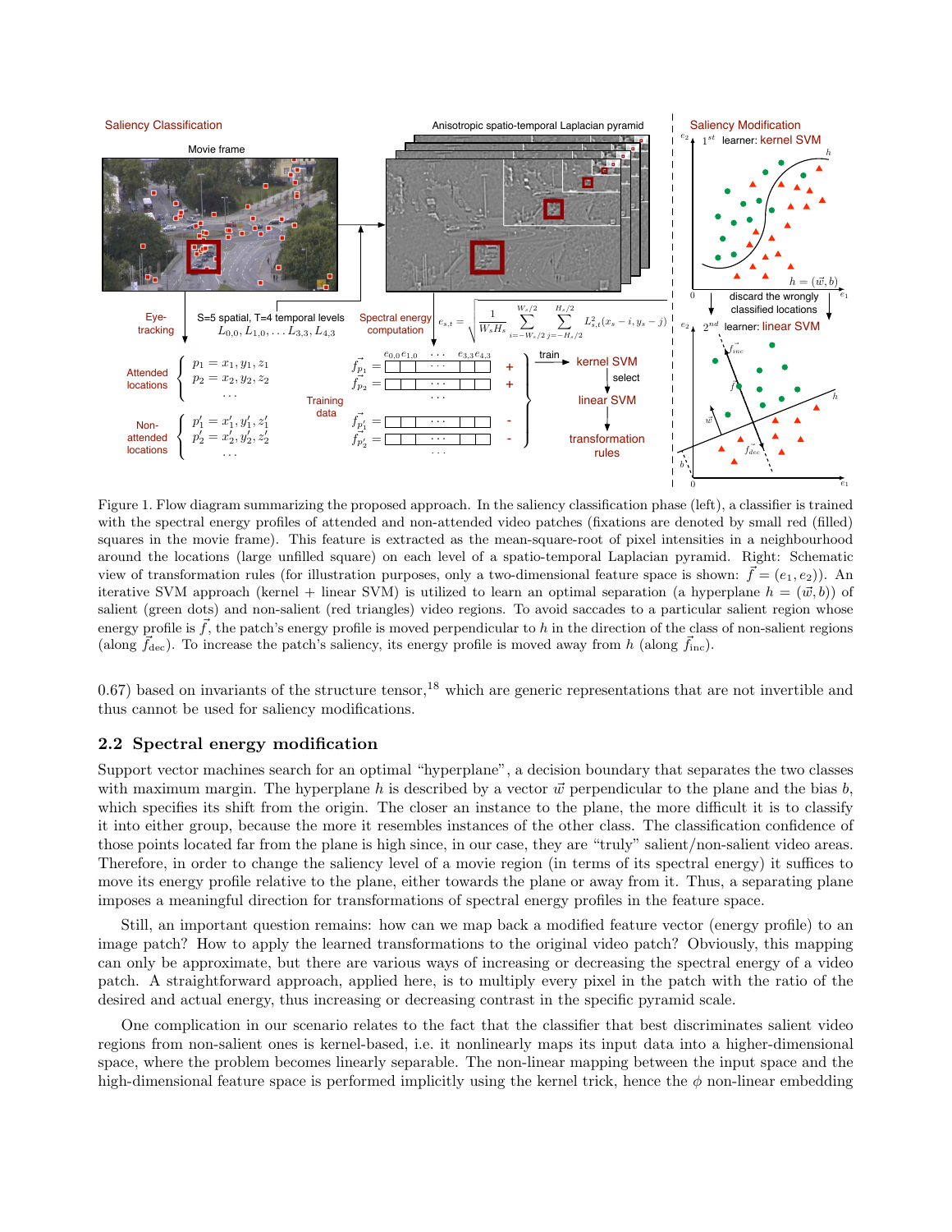Figure 1. Flow diagram summarizing the proposed approach. In the saliency classification phase (left), a classifier is trained with the spectral energy profiles of attended and non-attended video patches (fixations are denoted by small red (filled) squares in the movie frame). This feature is extracted as the mean-square-root of pixel intensities in a neighbourhood around the locations (large unfilled square) on each level of a spatio-temporal Laplacian pyramid. Right: Schematic view of transformation rules (for illustration purposes, only a two-dimensional feature space is shown: $\vec{f} = (e_1, e_2)$). An iterative SVM approach (kernel + linear SVM) is utilized to learn an optimal separation (a hyperplane $h = (\vec{w}, b)$) of salient (green dots) and non-salient (red triangles) video regions. To avoid saccades to a particular salient region whose energy profile is $\vec{f}$, the patch's energy profile is moved perpendicular to $h$ in the direction of the class of non-salient regions (along $\vec{f}_{\text{dec}}$). To increase the patch's saliency, its energy profile is moved away from $h$ (along $\vec{f}_{\text{inc}}$).

0.67) based on invariants of the structure tensor,[18] which are generic representations that are not invertible and thus cannot be used for saliency modifications.

## 2.2 Spectral energy modification

Support vector machines search for an optimal "hyperplane", a decision boundary that separates the two classes with maximum margin. The hyperplane $h$ is described by a vector $\vec{w}$ perpendicular to the plane and the bias $b$, which specifies its shift from the origin. The closer an instance to the plane, the more difficult it is to classify it into either group, because the more it resembles instances of the other class. The classification confidence of those points located far from the plane is high since, in our case, they are "truly" salient/non-salient video areas. Therefore, in order to change the saliency level of a movie region (in terms of its spectral energy) it suffices to move its energy profile relative to the plane, either towards the plane or away from it. Thus, a separating plane imposes a meaningful direction for transformations of spectral energy profiles in the feature space.

Still, an important question remains: how can we map back a modified feature vector (energy profile) to an image patch? How to apply the learned transformations to the original video patch? Obviously, this mapping can only be approximate, but there are various ways of increasing or decreasing the spectral energy of a video patch. A straightforward approach, applied here, is to multiply every pixel in the patch with the ratio of the desired and actual energy, thus increasing or decreasing contrast in the specific pyramid scale.

One complication in our scenario relates to the fact that the classifier that best discriminates salient video regions from non-salient ones is kernel-based, i.e. it nonlinearly maps its input data into a higher-dimensional space, where the problem becomes linearly separable. The non-linear mapping between the input space and the high-dimensional feature space is performed implicitly using the kernel trick, hence the $\phi$ non-linear embedding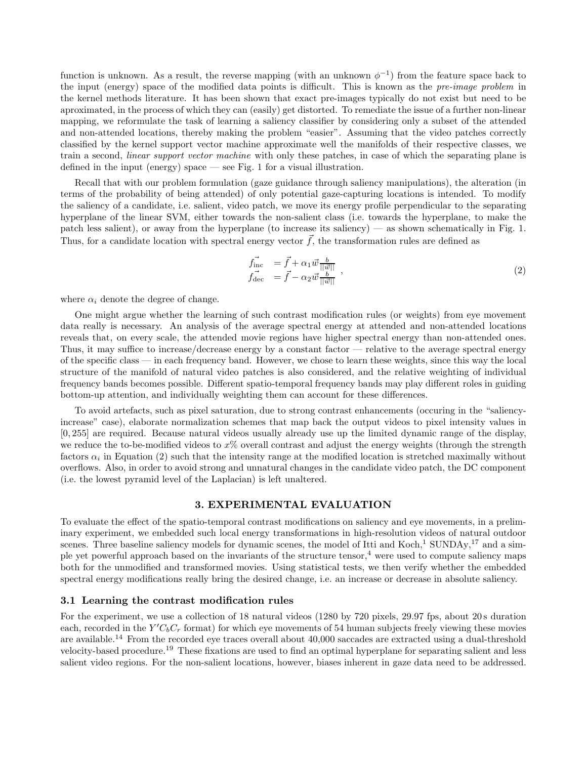function is unknown. As a result, the reverse mapping (with an unknown $\phi^{-1}$) from the feature space back to the input (energy) space of the modified data points is difficult. This is known as the *pre-image problem* in the kernel methods literature. It has been shown that exact pre-images typically do not exist but need to be aproximated, in the process of which they can (easily) get distorted. To remediate the issue of a further non-linear mapping, we reformulate the task of learning a saliency classifier by considering only a subset of the attended and non-attended locations, thereby making the problem "easier". Assuming that the video patches correctly classified by the kernel support vector machine approximate well the manifolds of their respective classes, we train a second, *linear support vector machine* with only these patches, in case of which the separating plane is defined in the input (energy) space — see Fig. 1 for a visual illustration.

Recall that with our problem formulation (gaze guidance through saliency manipulations), the alteration (in terms of the probability of being attended) of only potential gaze-capturing locations is intended. To modify the saliency of a candidate, i.e. salient, video patch, we move its energy profile perpendicular to the separating hyperplane of the linear SVM, either towards the non-salient class (i.e. towards the hyperplane, to make the patch less salient), or away from the hyperplane (to increase its saliency) — as shown schematically in Fig. 1. Thus, for a candidate location with spectral energy vector $\vec{f}$, the transformation rules are defined as

$$
\begin{aligned}
\vec{f_{\text{inc}}} &= \vec{f} + \alpha_1 \vec{w} \tfrac{b}{||\vec{w}||} \\
\vec{f_{\text{dec}}} &= \vec{f} - \alpha_2 \vec{w} \tfrac{b}{||\vec{w}||}
\end{aligned} \quad , \tag{2}
$$

where $\alpha_i$ denote the degree of change.

One might argue whether the learning of such contrast modification rules (or weights) from eye movement data really is necessary. An analysis of the average spectral energy at attended and non-attended locations reveals that, on every scale, the attended movie regions have higher spectral energy than non-attended ones. Thus, it may suffice to increase/decrease energy by a constant factor — relative to the average spectral energy of the specific class — in each frequency band. However, we chose to learn these weights, since this way the local structure of the manifold of natural video patches is also considered, and the relative weighting of individual frequency bands becomes possible. Different spatio-temporal frequency bands may play different roles in guiding bottom-up attention, and individually weighting them can account for these differences.

To avoid artefacts, such as pixel saturation, due to strong contrast enhancements (occuring in the "saliency-increase" case), elaborate normalization schemes that map back the output videos to pixel intensity values in $[0, 255]$ are required. Because natural videos usually already use up the limited dynamic range of the display, we reduce the to-be-modified videos to $x$% overall contrast and adjust the energy weights (through the strength factors $\alpha_i$ in Equation (2) such that the intensity range at the modified location is stretched maximally without overflows. Also, in order to avoid strong and unnatural changes in the candidate video patch, the DC component (i.e. the lowest pyramid level of the Laplacian) is left unaltered.

## 3. EXPERIMENTAL EVALUATION

To evaluate the effect of the spatio-temporal contrast modifications on saliency and eye movements, in a preliminary experiment, we embedded such local energy transformations in high-resolution videos of natural outdoor scenes. Three baseline saliency models for dynamic scenes, the model of Itti and Koch,[1] SUNDAy,[17] and a simple yet powerful approach based on the invariants of the structure tensor,[4] were used to compute saliency maps both for the unmodified and transformed movies. Using statistical tests, we then verify whether the embedded spectral energy modifications really bring the desired change, i.e. an increase or decrease in absolute saliency.

### 3.1 Learning the contrast modification rules

For the experiment, we use a collection of 18 natural videos (1280 by 720 pixels, 29.97 fps, about 20 s duration each, recorded in the $Y'C_bC_r$ format) for which eye movements of 54 human subjects freely viewing these movies are available.[14] From the recorded eye traces overall about 40,000 saccades are extracted using a dual-threshold velocity-based procedure.[19] These fixations are used to find an optimal hyperplane for separating salient and less salient video regions. For the non-salient locations, however, biases inherent in gaze data need to be addressed.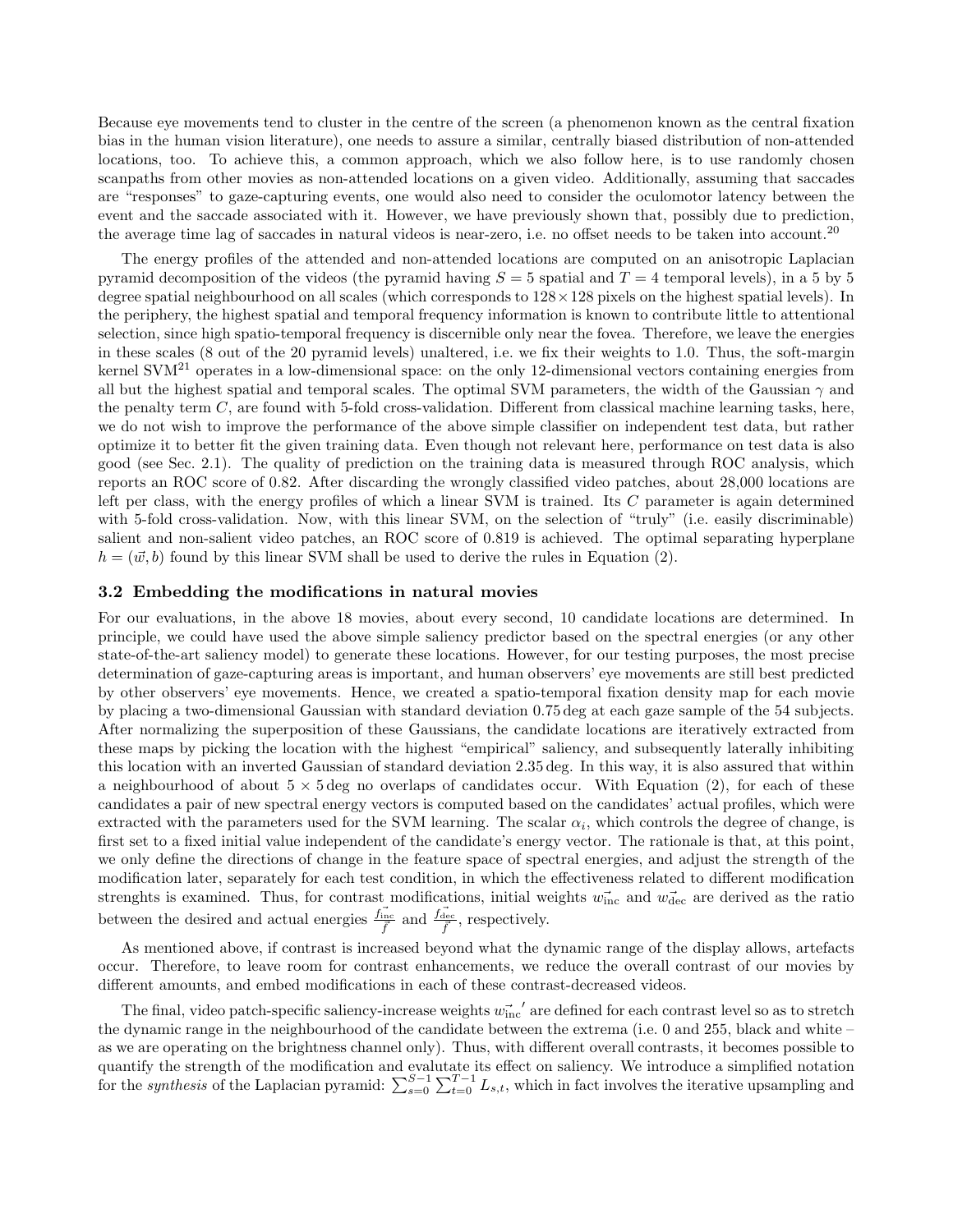Because eye movements tend to cluster in the centre of the screen (a phenomenon known as the central fixation bias in the human vision literature), one needs to assure a similar, centrally biased distribution of non-attended locations, too. To achieve this, a common approach, which we also follow here, is to use randomly chosen scanpaths from other movies as non-attended locations on a given video. Additionally, assuming that saccades are "responses" to gaze-capturing events, one would also need to consider the oculomotor latency between the event and the saccade associated with it. However, we have previously shown that, possibly due to prediction, the average time lag of saccades in natural videos is near-zero, i.e. no offset needs to be taken into account.[20]

The energy profiles of the attended and non-attended locations are computed on an anisotropic Laplacian pyramid decomposition of the videos (the pyramid having $S = 5$ spatial and $T = 4$ temporal levels), in a 5 by 5 degree spatial neighbourhood on all scales (which corresponds to $128 \times 128$ pixels on the highest spatial levels). In the periphery, the highest spatial and temporal frequency information is known to contribute little to attentional selection, since high spatio-temporal frequency is discernible only near the fovea. Therefore, we leave the energies in these scales (8 out of the 20 pyramid levels) unaltered, i.e. we fix their weights to 1.0. Thus, the soft-margin kernel SVM[21] operates in a low-dimensional space: on the only 12-dimensional vectors containing energies from all but the highest spatial and temporal scales. The optimal SVM parameters, the width of the Gaussian $\gamma$ and the penalty term $C$, are found with 5-fold cross-validation. Different from classical machine learning tasks, here, we do not wish to improve the performance of the above simple classifier on independent test data, but rather optimize it to better fit the given training data. Even though not relevant here, performance on test data is also good (see Sec. 2.1). The quality of prediction on the training data is measured through ROC analysis, which reports an ROC score of 0.82. After discarding the wrongly classified video patches, about 28,000 locations are left per class, with the energy profiles of which a linear SVM is trained. Its $C$ parameter is again determined with 5-fold cross-validation. Now, with this linear SVM, on the selection of "truly" (i.e. easily discriminable) salient and non-salient video patches, an ROC score of 0.819 is achieved. The optimal separating hyperplane $h = (\vec{w}, b)$ found by this linear SVM shall be used to derive the rules in Equation (2).

### 3.2 Embedding the modifications in natural movies

For our evaluations, in the above 18 movies, about every second, 10 candidate locations are determined. In principle, we could have used the above simple saliency predictor based on the spectral energies (or any other state-of-the-art saliency model) to generate these locations. However, for our testing purposes, the most precise determination of gaze-capturing areas is important, and human observers' eye movements are still best predicted by other observers' eye movements. Hence, we created a spatio-temporal fixation density map for each movie by placing a two-dimensional Gaussian with standard deviation 0.75 deg at each gaze sample of the 54 subjects. After normalizing the superposition of these Gaussians, the candidate locations are iteratively extracted from these maps by picking the location with the highest "empirical" saliency, and subsequently laterally inhibiting this location with an inverted Gaussian of standard deviation 2.35 deg. In this way, it is also assured that within a neighbourhood of about $5 \times 5$ deg no overlaps of candidates occur. With Equation (2), for each of these candidates a pair of new spectral energy vectors is computed based on the candidates' actual profiles, which were extracted with the parameters used for the SVM learning. The scalar $\alpha_i$, which controls the degree of change, is first set to a fixed initial value independent of the candidate's energy vector. The rationale is that, at this point, we only define the directions of change in the feature space of spectral energies, and adjust the strength of the modification later, separately for each test condition, in which the effectiveness related to different modification strenghts is examined. Thus, for contrast modifications, initial weights $\vec{w_{\text{inc}}}$ and $\vec{w_{\text{dec}}}$ are derived as the ratio between the desired and actual energies $\frac{\vec{f_{\text{inc}}}}{\vec{f}}$ and $\frac{\vec{f_{\text{dec}}}}{\vec{f}}$, respectively.

As mentioned above, if contrast is increased beyond what the dynamic range of the display allows, artefacts occur. Therefore, to leave room for contrast enhancements, we reduce the overall contrast of our movies by different amounts, and embed modifications in each of these contrast-decreased videos.

The final, video patch-specific saliency-increase weights $\vec{w_{\text{inc}}}'$ are defined for each contrast level so as to stretch the dynamic range in the neighbourhood of the candidate between the extrema (i.e. 0 and 255, black and white – as we are operating on the brightness channel only). Thus, with different overall contrasts, it becomes possible to quantify the strength of the modification and evalutate its effect on saliency. We introduce a simplified notation for the *synthesis* of the Laplacian pyramid: $\sum_{s=0}^{S-1} \sum_{t=0}^{T-1} L_{s,t}$, which in fact involves the iterative upsampling and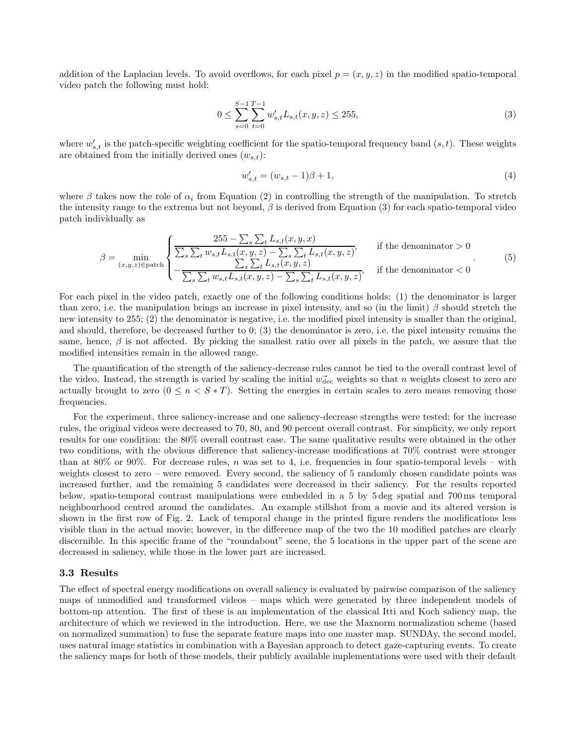addition of the Laplacian levels. To avoid overflows, for each pixel $p = (x, y, z)$ in the modified spatio-temporal video patch the following must hold:

$$0 \leq \sum_{s=0}^{S-1} \sum_{t=0}^{T-1} w'_{s,t} L_{s,t}(x, y, z) \leq 255, \tag{3}$$

where $w'_{s,t}$ is the patch-specific weighting coefficient for the spatio-temporal frequency band $(s, t)$. These weights are obtained from the initially derived ones ($w_{s,t}$):

$$w'_{s,t} = (w_{s,t} - 1)\beta + 1, \tag{4}$$

where $\beta$ takes now the role of $\alpha_i$ from Equation (2) in controlling the strength of the manipulation. To stretch the intensity range to the extrema but not beyond, $\beta$ is derived from Equation (3) for each spatio-temporal video patch individually as

$$\beta = \min_{(x,y,z) \in \text{patch}} \begin{cases} \dfrac{255 - \sum_s \sum_t L_{s,t}(x, y, x)}{\sum_s \sum_t w_{s,t} L_{s,t}(x, y, z) - \sum_s \sum_t L_{s,t}(x, y, z)}, & \text{if the denominator} > 0 \\ -\dfrac{\sum_s \sum_t L_{s,t}(x, y, z)}{\sum_s \sum_t w_{s,t} L_{s,t}(x, y, z) - \sum_s \sum_t L_{s,t}(x, y, z)}, & \text{if the denominator} < 0 \end{cases}. \tag{5}$$

For each pixel in the video patch, exactly one of the following conditions holds: (1) the denominator is larger than zero, i.e. the manipulation brings an increase in pixel intensity, and so (in the limit) $\beta$ should stretch the new intensity to 255; (2) the denominator is negative, i.e. the modified pixel intensity is smaller than the original, and should, therefore, be decreased further to 0; (3) the denominator is zero, i.e. the pixel intensity remains the same, hence, $\beta$ is not affected. By picking the smallest ratio over all pixels in the patch, we assure that the modified intensities remain in the allowed range.

The quantification of the strength of the saliency-decrease rules cannot be tied to the overall contrast level of the video. Instead, the strength is varied by scaling the initial $\vec{w_{\text{dec}}}$ weights so that $n$ weights closest to zero are actually brought to zero ($0 \leq n < S * T$). Setting the energies in certain scales to zero means removing those frequencies.

For the experiment, three saliency-increase and one saliency-decrease strengths were tested; for the increase rules, the original videos were decreased to 70, 80, and 90 percent overall contrast. For simplicity, we only report results for one condition: the 80% overall contrast case. The same qualitative results were obtained in the other two conditions, with the obvious difference that saliency-increase modifications at 70% contrast were stronger than at 80% or 90%. For decrease rules, $n$ was set to 4, i.e. frequencies in four spatio-temporal levels – with weights closest to zero – were removed. Every second, the saliency of 5 randomly chosen candidate points was increased further, and the remaining 5 candidates were decreased in their saliency. For the results reported below, spatio-temporal contrast manipulations were embedded in a 5 by 5 deg spatial and 700 ms temporal neighbourhood centred around the candidates. An example stillshot from a movie and its altered version is shown in the first row of Fig. 2. Lack of temporal change in the printed figure renders the modifications less visible than in the actual movie; however, in the difference map of the two the 10 modified patches are clearly discernible. In this specific frame of the "roundabout" scene, the 5 locations in the upper part of the scene are decreased in saliency, while those in the lower part are increased.

### 3.3 Results

The effect of spectral energy modifications on overall saliency is evaluated by pairwise comparison of the saliency maps of unmodified and transformed videos – maps which were generated by three independent models of bottom-up attention. The first of these is an implementation of the classical Itti and Koch saliency map, the architecture of which we reviewed in the introduction. Here, we use the Maxnorm normalization scheme (based on normalized summation) to fuse the separate feature maps into one master map. SUNDAy, the second model, uses natural image statistics in combination with a Bayesian approach to detect gaze-capturing events. To create the saliency maps for both of these models, their publicly available implementations were used with their default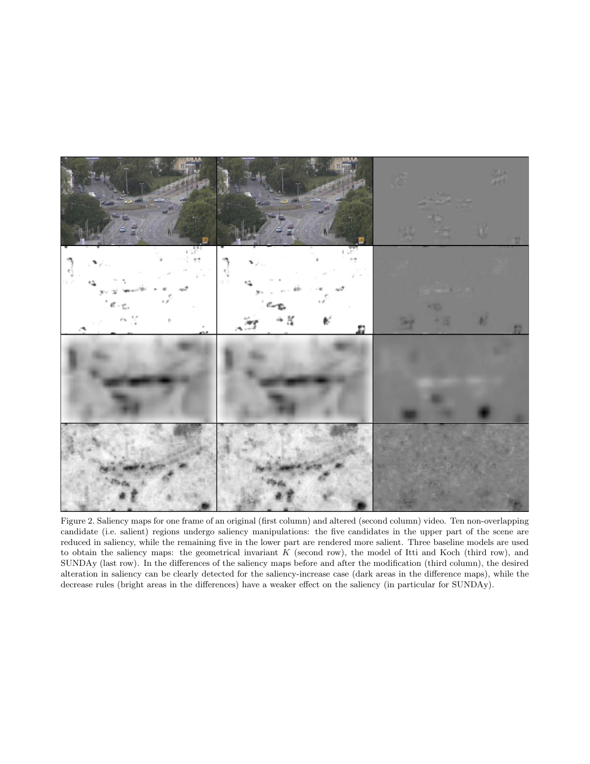Figure 2. Saliency maps for one frame of an original (first column) and altered (second column) video. Ten non-overlapping candidate (i.e. salient) regions undergo saliency manipulations: the five candidates in the upper part of the scene are reduced in saliency, while the remaining five in the lower part are rendered more salient. Three baseline models are used to obtain the saliency maps: the geometrical invariant $K$ (second row), the model of Itti and Koch (third row), and SUNDAy (last row). In the differences of the saliency maps before and after the modification (third column), the desired alteration in saliency can be clearly detected for the saliency-increase case (dark areas in the difference maps), while the decrease rules (bright areas in the differences) have a weaker effect on the saliency (in particular for SUNDAy).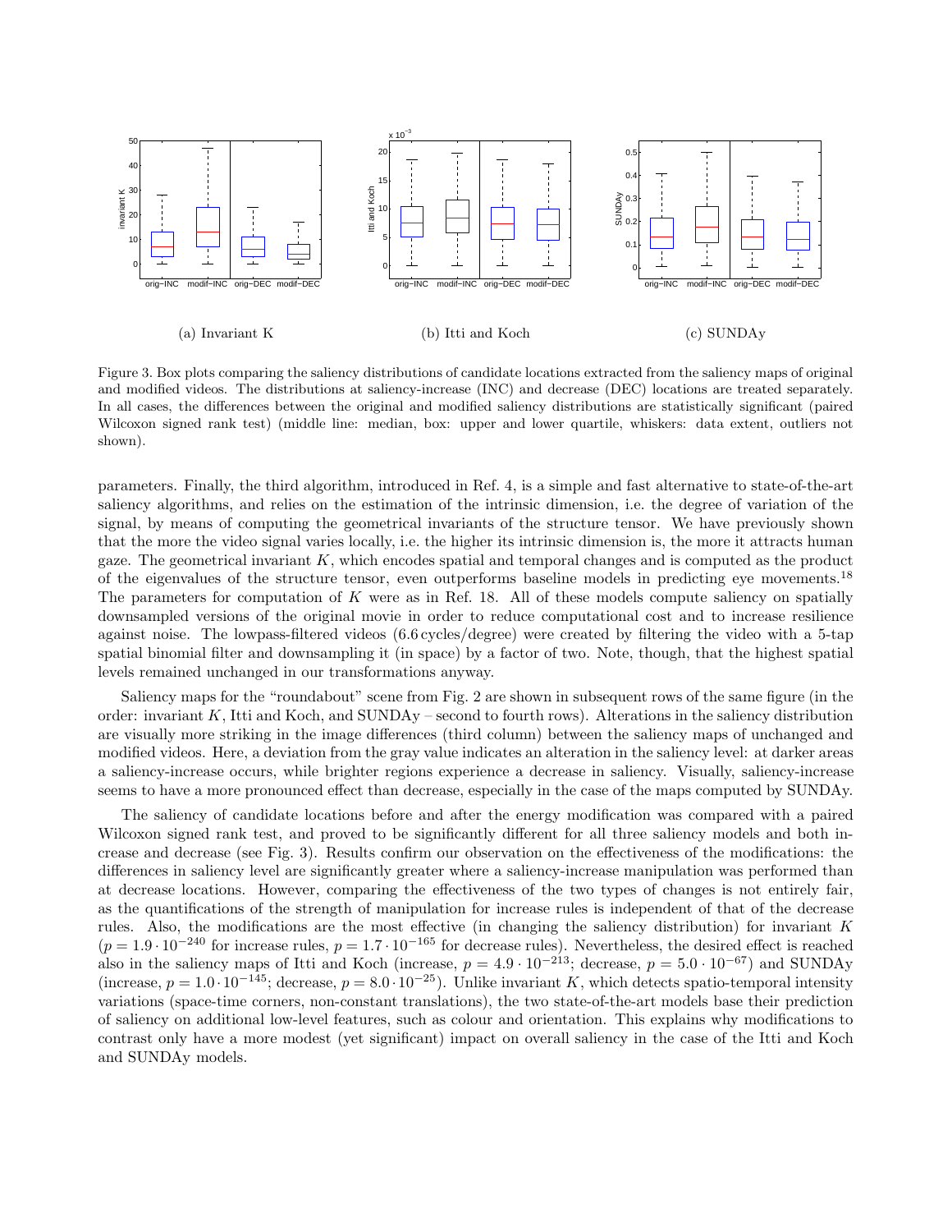50
40
30
20
10
0
invariant K
orig−INC modif−INC orig−DEC modif−DEC

(a) Invariant K

x 10$^{-3}$
20
15
10
5
0
Itti and Koch
orig−INC modif−INC orig−DEC modif−DEC

(b) Itti and Koch

0.5
0.4
0.3
0.2
0.1
0
SUNDAy
orig−INC modif−INC orig−DEC modif−DEC

(c) SUNDAy

Figure 3. Box plots comparing the saliency distributions of candidate locations extracted from the saliency maps of original and modified videos. The distributions at saliency-increase (INC) and decrease (DEC) locations are treated separately. In all cases, the differences between the original and modified saliency distributions are statistically significant (paired Wilcoxon signed rank test) (middle line: median, box: upper and lower quartile, whiskers: data extent, outliers not shown).

parameters. Finally, the third algorithm, introduced in Ref. 4, is a simple and fast alternative to state-of-the-art saliency algorithms, and relies on the estimation of the intrinsic dimension, i.e. the degree of variation of the signal, by means of computing the geometrical invariants of the structure tensor. We have previously shown that the more the video signal varies locally, i.e. the higher its intrinsic dimension is, the more it attracts human gaze. The geometrical invariant $K$, which encodes spatial and temporal changes and is computed as the product of the eigenvalues of the structure tensor, even outperforms baseline models in predicting eye movements.[18] The parameters for computation of $K$ were as in Ref. 18. All of these models compute saliency on spatially downsampled versions of the original movie in order to reduce computational cost and to increase resilience against noise. The lowpass-filtered videos (6.6 cycles/degree) were created by filtering the video with a 5-tap spatial binomial filter and downsampling it (in space) by a factor of two. Note, though, that the highest spatial levels remained unchanged in our transformations anyway.

Saliency maps for the "roundabout" scene from Fig. 2 are shown in subsequent rows of the same figure (in the order: invariant $K$, Itti and Koch, and SUNDAy – second to fourth rows). Alterations in the saliency distribution are visually more striking in the image differences (third column) between the saliency maps of unchanged and modified videos. Here, a deviation from the gray value indicates an alteration in the saliency level: at darker areas a saliency-increase occurs, while brighter regions experience a decrease in saliency. Visually, saliency-increase seems to have a more pronounced effect than decrease, especially in the case of the maps computed by SUNDAy.

The saliency of candidate locations before and after the energy modification was compared with a paired Wilcoxon signed rank test, and proved to be significantly different for all three saliency models and both increase and decrease (see Fig. 3). Results confirm our observation on the effectiveness of the modifications: the differences in saliency level are significantly greater where a saliency-increase manipulation was performed than at decrease locations. However, comparing the effectiveness of the two types of changes is not entirely fair, as the quantifications of the strength of manipulation for increase rules is independent of that of the decrease rules. Also, the modifications are the most effective (in changing the saliency distribution) for invariant $K$ ($p = 1.9 \cdot 10^{-240}$ for increase rules, $p = 1.7 \cdot 10^{-165}$ for decrease rules). Nevertheless, the desired effect is reached also in the saliency maps of Itti and Koch (increase, $p = 4.9 \cdot 10^{-213}$; decrease, $p = 5.0 \cdot 10^{-67}$) and SUNDAy (increase, $p = 1.0 \cdot 10^{-145}$; decrease, $p = 8.0 \cdot 10^{-25}$). Unlike invariant $K$, which detects spatio-temporal intensity variations (space-time corners, non-constant translations), the two state-of-the-art models base their prediction of saliency on additional low-level features, such as colour and orientation. This explains why modifications to contrast only have a more modest (yet significant) impact on overall saliency in the case of the Itti and Koch and SUNDAy models.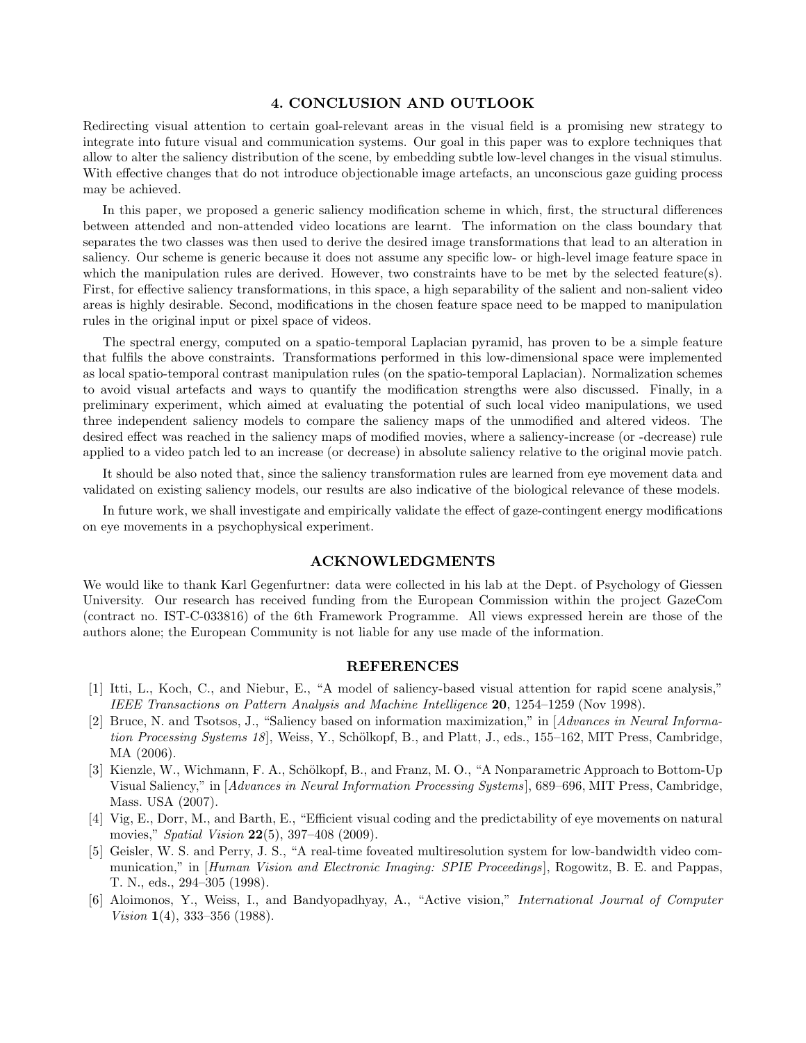## 4. CONCLUSION AND OUTLOOK

Redirecting visual attention to certain goal-relevant areas in the visual field is a promising new strategy to integrate into future visual and communication systems. Our goal in this paper was to explore techniques that allow to alter the saliency distribution of the scene, by embedding subtle low-level changes in the visual stimulus. With effective changes that do not introduce objectionable image artefacts, an unconscious gaze guiding process may be achieved.

In this paper, we proposed a generic saliency modification scheme in which, first, the structural differences between attended and non-attended video locations are learnt. The information on the class boundary that separates the two classes was then used to derive the desired image transformations that lead to an alteration in saliency. Our scheme is generic because it does not assume any specific low- or high-level image feature space in which the manipulation rules are derived. However, two constraints have to be met by the selected feature(s). First, for effective saliency transformations, in this space, a high separability of the salient and non-salient video areas is highly desirable. Second, modifications in the chosen feature space need to be mapped to manipulation rules in the original input or pixel space of videos.

The spectral energy, computed on a spatio-temporal Laplacian pyramid, has proven to be a simple feature that fulfils the above constraints. Transformations performed in this low-dimensional space were implemented as local spatio-temporal contrast manipulation rules (on the spatio-temporal Laplacian). Normalization schemes to avoid visual artefacts and ways to quantify the modification strengths were also discussed. Finally, in a preliminary experiment, which aimed at evaluating the potential of such local video manipulations, we used three independent saliency models to compare the saliency maps of the unmodified and altered videos. The desired effect was reached in the saliency maps of modified movies, where a saliency-increase (or -decrease) rule applied to a video patch led to an increase (or decrease) in absolute saliency relative to the original movie patch.

It should be also noted that, since the saliency transformation rules are learned from eye movement data and validated on existing saliency models, our results are also indicative of the biological relevance of these models.

In future work, we shall investigate and empirically validate the effect of gaze-contingent energy modifications on eye movements in a psychophysical experiment.

## ACKNOWLEDGMENTS

We would like to thank Karl Gegenfurtner: data were collected in his lab at the Dept. of Psychology of Giessen University. Our research has received funding from the European Commission within the project GazeCom (contract no. IST-C-033816) of the 6th Framework Programme. All views expressed herein are those of the authors alone; the European Community is not liable for any use made of the information.

## REFERENCES

[1] Itti, L., Koch, C., and Niebur, E., "A model of saliency-based visual attention for rapid scene analysis," *IEEE Transactions on Pattern Analysis and Machine Intelligence* **20**, 1254–1259 (Nov 1998).

[2] Bruce, N. and Tsotsos, J., "Saliency based on information maximization," in [*Advances in Neural Information Processing Systems 18*], Weiss, Y., Schölkopf, B., and Platt, J., eds., 155–162, MIT Press, Cambridge, MA (2006).

[3] Kienzle, W., Wichmann, F. A., Schölkopf, B., and Franz, M. O., "A Nonparametric Approach to Bottom-Up Visual Saliency," in [*Advances in Neural Information Processing Systems*], 689–696, MIT Press, Cambridge, Mass. USA (2007).

[4] Vig, E., Dorr, M., and Barth, E., "Efficient visual coding and the predictability of eye movements on natural movies," *Spatial Vision* **22**(5), 397–408 (2009).

[5] Geisler, W. S. and Perry, J. S., "A real-time foveated multiresolution system for low-bandwidth video communication," in [*Human Vision and Electronic Imaging: SPIE Proceedings*], Rogowitz, B. E. and Pappas, T. N., eds., 294–305 (1998).

[6] Aloimonos, Y., Weiss, I., and Bandyopadhyay, A., "Active vision," *International Journal of Computer Vision* **1**(4), 333–356 (1988).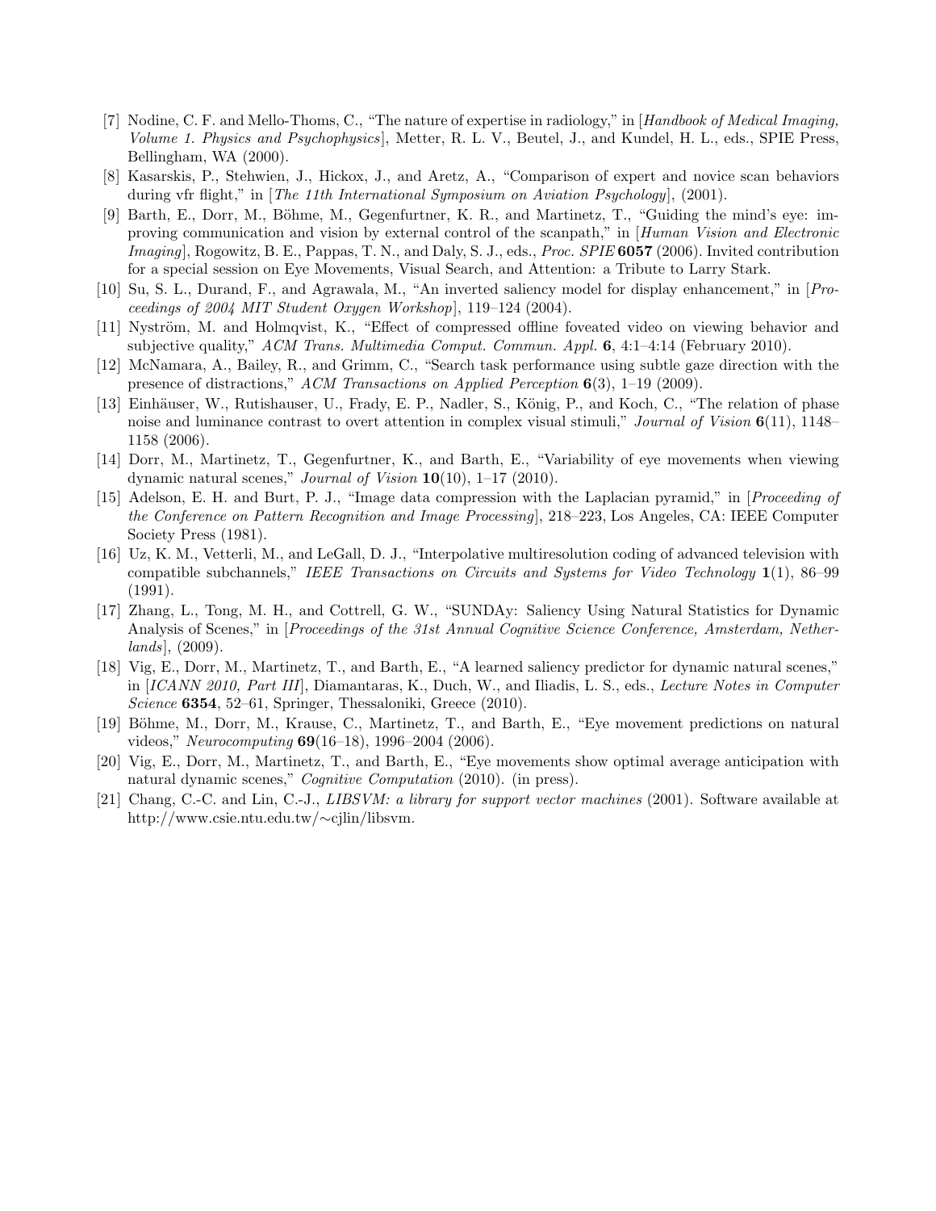[7] Nodine, C. F. and Mello-Thoms, C., "The nature of expertise in radiology," in [*Handbook of Medical Imaging, Volume 1. Physics and Psychophysics*], Metter, R. L. V., Beutel, J., and Kundel, H. L., eds., SPIE Press, Bellingham, WA (2000).

[8] Kasarskis, P., Stehwien, J., Hickox, J., and Aretz, A., "Comparison of expert and novice scan behaviors during vfr flight," in [*The 11th International Symposium on Aviation Psychology*], (2001).

[9] Barth, E., Dorr, M., Böhme, M., Gegenfurtner, K. R., and Martinetz, T., "Guiding the mind's eye: improving communication and vision by external control of the scanpath," in [*Human Vision and Electronic Imaging*], Rogowitz, B. E., Pappas, T. N., and Daly, S. J., eds., *Proc. SPIE* **6057** (2006). Invited contribution for a special session on Eye Movements, Visual Search, and Attention: a Tribute to Larry Stark.

[10] Su, S. L., Durand, F., and Agrawala, M., "An inverted saliency model for display enhancement," in [*Proceedings of 2004 MIT Student Oxygen Workshop*], 119–124 (2004).

[11] Nyström, M. and Holmqvist, K., "Effect of compressed offline foveated video on viewing behavior and subjective quality," *ACM Trans. Multimedia Comput. Commun. Appl.* **6**, 4:1–4:14 (February 2010).

[12] McNamara, A., Bailey, R., and Grimm, C., "Search task performance using subtle gaze direction with the presence of distractions," *ACM Transactions on Applied Perception* **6**(3), 1–19 (2009).

[13] Einhäuser, W., Rutishauser, U., Frady, E. P., Nadler, S., König, P., and Koch, C., "The relation of phase noise and luminance contrast to overt attention in complex visual stimuli," *Journal of Vision* **6**(11), 1148–1158 (2006).

[14] Dorr, M., Martinetz, T., Gegenfurtner, K., and Barth, E., "Variability of eye movements when viewing dynamic natural scenes," *Journal of Vision* **10**(10), 1–17 (2010).

[15] Adelson, E. H. and Burt, P. J., "Image data compression with the Laplacian pyramid," in [*Proceeding of the Conference on Pattern Recognition and Image Processing*], 218–223, Los Angeles, CA: IEEE Computer Society Press (1981).

[16] Uz, K. M., Vetterli, M., and LeGall, D. J., "Interpolative multiresolution coding of advanced television with compatible subchannels," *IEEE Transactions on Circuits and Systems for Video Technology* **1**(1), 86–99 (1991).

[17] Zhang, L., Tong, M. H., and Cottrell, G. W., "SUNDAy: Saliency Using Natural Statistics for Dynamic Analysis of Scenes," in [*Proceedings of the 31st Annual Cognitive Science Conference, Amsterdam, Netherlands*], (2009).

[18] Vig, E., Dorr, M., Martinetz, T., and Barth, E., "A learned saliency predictor for dynamic natural scenes," in [*ICANN 2010, Part III*], Diamantaras, K., Duch, W., and Iliadis, L. S., eds., *Lecture Notes in Computer Science* **6354**, 52–61, Springer, Thessaloniki, Greece (2010).

[19] Böhme, M., Dorr, M., Krause, C., Martinetz, T., and Barth, E., "Eye movement predictions on natural videos," *Neurocomputing* **69**(16–18), 1996–2004 (2006).

[20] Vig, E., Dorr, M., Martinetz, T., and Barth, E., "Eye movements show optimal average anticipation with natural dynamic scenes," *Cognitive Computation* (2010). (in press).

[21] Chang, C.-C. and Lin, C.-J., *LIBSVM: a library for support vector machines* (2001). Software available at http://www.csie.ntu.edu.tw/∼cjlin/libsvm.